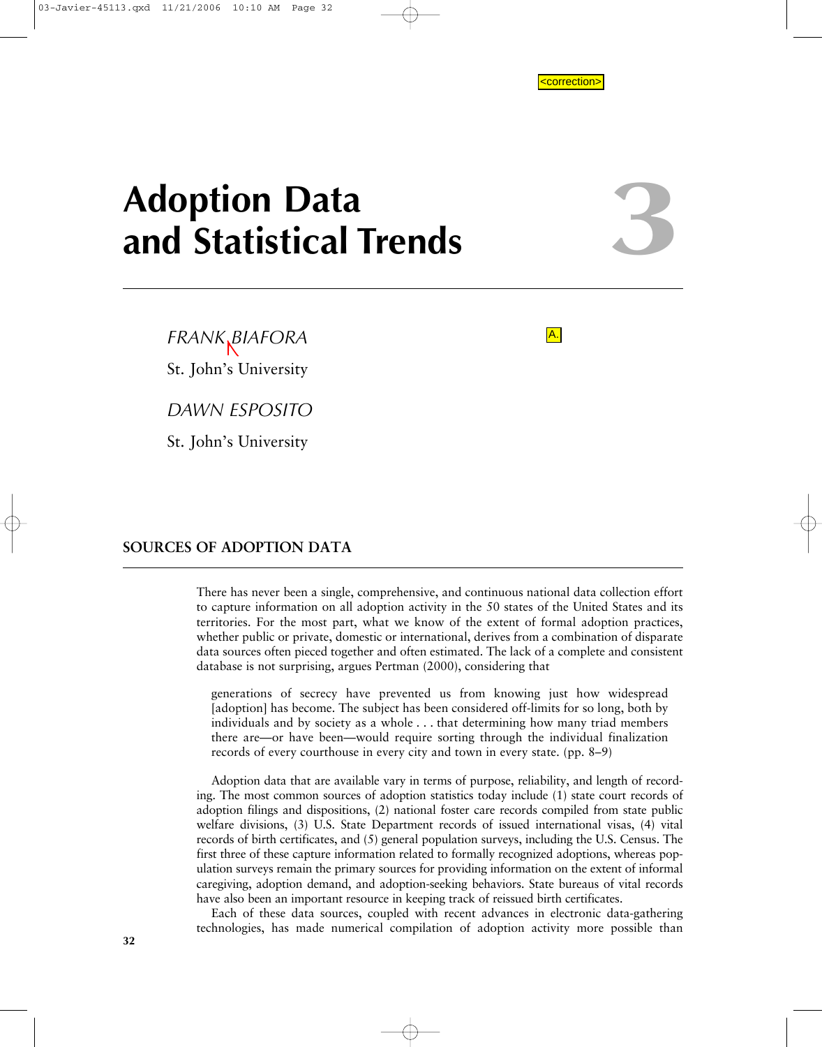# Adoption Data and Statistical Trends

# 3

*FRANK BIAFORA*

St. John's University

*DAWN ESPOSITO*

St. John's University

## SOURCES OF ADOPTION DATA

There has never been a single, comprehensive, and continuous national data collection effort to capture information on all adoption activity in the 50 states of the United States and its territories. For the most part, what we know of the extent of formal adoption practices, whether public or private, domestic or international, derives from a combination of disparate data sources often pieced together and often estimated. The lack of a complete and consistent database is not surprising, argues Pertman (2000), considering that

> generations of secrecy have prevented us from knowing just how widespread [adoption] has become. The subject has been considered off-limits for so long, both by individuals and by society as a whole . . . that determining how many triad members there are—or have been—would require sorting through the individual finalization records of every courthouse in every city and town in every state. (pp. 8–9)

Adoption data that are available vary in terms of purpose, reliability, and length of recording. The most common sources of adoption statistics today include (1) state court records of adoption filings and dispositions, (2) national foster care records compiled from state public welfare divisions, (3) U.S. State Department records of issued international visas, (4) vital records of birth certificates, and (5) general population surveys, including the U.S. Census. The first three of these capture information related to formally recognized adoptions, whereas population surveys remain the primary sources for providing information on the extent of informal caregiving, adoption demand, and adoption-seeking behaviors. State bureaus of vital records have also been an important resource in keeping track of reissued birth certificates.

Each of these data sources, coupled with recent advances in electronic data-gathering technologies, has made numerical compilation of adoption activity more possible than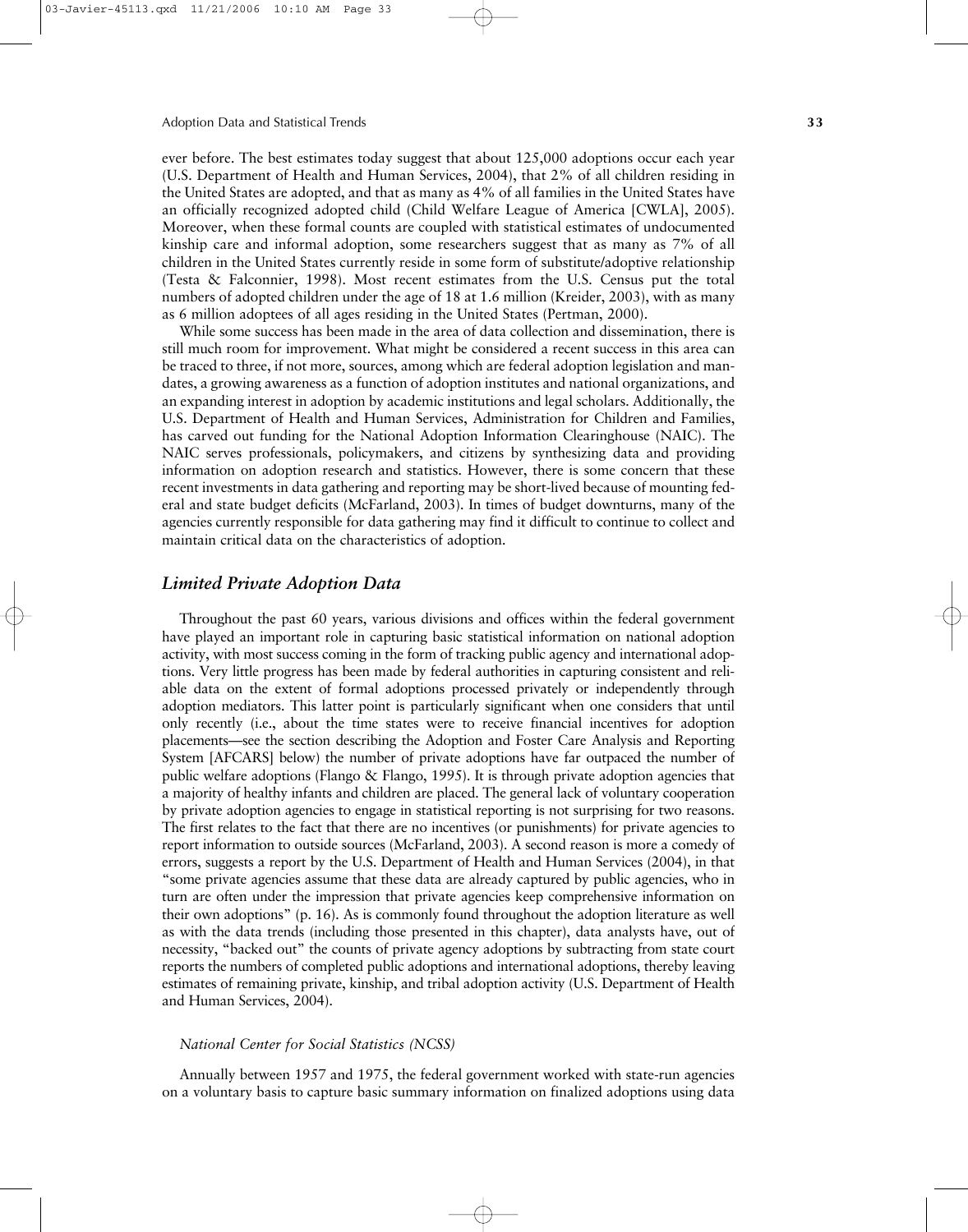ever before. The best estimates today suggest that about 125,000 adoptions occur each year (U.S. Department of Health and Human Services, 2004), that 2% of all children residing in the United States are adopted, and that as many as 4% of all families in the United States have an officially recognized adopted child (Child Welfare League of America [CWLA], 2005). Moreover, when these formal counts are coupled with statistical estimates of undocumented kinship care and informal adoption, some researchers suggest that as many as 7% of all children in the United States currently reside in some form of substitute/adoptive relationship (Testa & Falconnier, 1998). Most recent estimates from the U.S. Census put the total numbers of adopted children under the age of 18 at 1.6 million (Kreider, 2003), with as many as 6 million adoptees of all ages residing in the United States (Pertman, 2000).

While some success has been made in the area of data collection and dissemination, there is still much room for improvement. What might be considered a recent success in this area can be traced to three, if not more, sources, among which are federal adoption legislation and mandates, a growing awareness as a function of adoption institutes and national organizations, and an expanding interest in adoption by academic institutions and legal scholars. Additionally, the U.S. Department of Health and Human Services, Administration for Children and Families, has carved out funding for the National Adoption Information Clearinghouse (NAIC). The NAIC serves professionals, policymakers, and citizens by synthesizing data and providing information on adoption research and statistics. However, there is some concern that these recent investments in data gathering and reporting may be short-lived because of mounting federal and state budget deficits (McFarland, 2003). In times of budget downturns, many of the agencies currently responsible for data gathering may find it difficult to continue to collect and maintain critical data on the characteristics of adoption.

## *Limited Private Adoption Data*

Throughout the past 60 years, various divisions and offices within the federal government have played an important role in capturing basic statistical information on national adoption activity, with most success coming in the form of tracking public agency and international adoptions. Very little progress has been made by federal authorities in capturing consistent and reliable data on the extent of formal adoptions processed privately or independently through adoption mediators. This latter point is particularly significant when one considers that until only recently (i.e., about the time states were to receive financial incentives for adoption placements—see the section describing the Adoption and Foster Care Analysis and Reporting System [AFCARS] below) the number of private adoptions have far outpaced the number of public welfare adoptions (Flango & Flango, 1995). It is through private adoption agencies that a majority of healthy infants and children are placed. The general lack of voluntary cooperation by private adoption agencies to engage in statistical reporting is not surprising for two reasons. The first relates to the fact that there are no incentives (or punishments) for private agencies to report information to outside sources (McFarland, 2003). A second reason is more a comedy of errors, suggests a report by the U.S. Department of Health and Human Services (2004), in that "some private agencies assume that these data are already captured by public agencies, who in turn are often under the impression that private agencies keep comprehensive information on their own adoptions" (p. 16). As is commonly found throughout the adoption literature as well as with the data trends (including those presented in this chapter), data analysts have, out of necessity, "backed out" the counts of private agency adoptions by subtracting from state court reports the numbers of completed public adoptions and international adoptions, thereby leaving estimates of remaining private, kinship, and tribal adoption activity (U.S. Department of Health and Human Services, 2004).

### *National Center for Social Statistics (NCSS)*

Annually between 1957 and 1975, the federal government worked with state-run agencies on a voluntary basis to capture basic summary information on finalized adoptions using data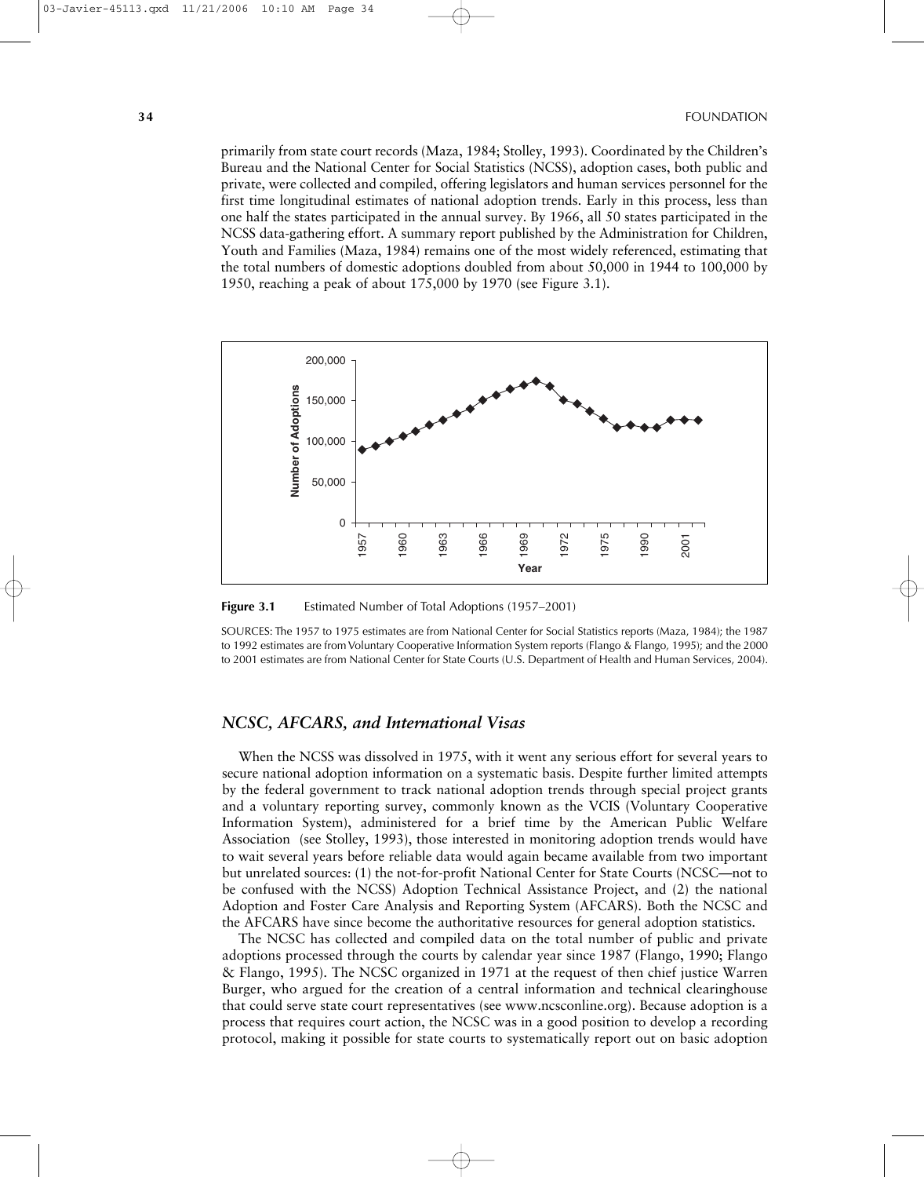primarily from state court records (Maza, 1984; Stolley, 1993). Coordinated by the Children's Bureau and the National Center for Social Statistics (NCSS), adoption cases, both public and private, were collected and compiled, offering legislators and human services personnel for the first time longitudinal estimates of national adoption trends. Early in this process, less than one half the states participated in the annual survey. By 1966, all 50 states participated in the NCSS data-gathering effort. A summary report published by the Administration for Children, Youth and Families (Maza, 1984) remains one of the most widely referenced, estimating that the total numbers of domestic adoptions doubled from about 50,000 in 1944 to 100,000 by 1950, reaching a peak of about 175,000 by 1970 (see Figure 3.1).

**Figure 3.1** Estimated Number of Total Adoptions (1957–2001)

SOURCES: The 1957 to 1975 estimates are from National Center for Social Statistics reports (Maza, 1984); the 1987 to 1992 estimates are from Voluntary Cooperative Information System reports (Flango & Flango, 1995); and the 2000 to 2001 estimates are from National Center for State Courts (U.S. Department of Health and Human Services, 2004).

## *NCSC, AFCARS, and International Visas*

When the NCSS was dissolved in 1975, with it went any serious effort for several years to secure national adoption information on a systematic basis. Despite further limited attempts by the federal government to track national adoption trends through special project grants and a voluntary reporting survey, commonly known as the VCIS (Voluntary Cooperative Information System), administered for a brief time by the American Public Welfare Association (see Stolley, 1993), those interested in monitoring adoption trends would have to wait several years before reliable data would again became available from two important but unrelated sources: (1) the not-for-profit National Center for State Courts (NCSC—not to be confused with the NCSS) Adoption Technical Assistance Project, and (2) the national Adoption and Foster Care Analysis and Reporting System (AFCARS). Both the NCSC and the AFCARS have since become the authoritative resources for general adoption statistics.

The NCSC has collected and compiled data on the total number of public and private adoptions processed through the courts by calendar year since 1987 (Flango, 1990; Flango & Flango, 1995). The NCSC organized in 1971 at the request of then chief justice Warren Burger, who argued for the creation of a central information and technical clearinghouse that could serve state court representatives (see www.ncsconline.org). Because adoption is a process that requires court action, the NCSC was in a good position to develop a recording protocol, making it possible for state courts to systematically report out on basic adoption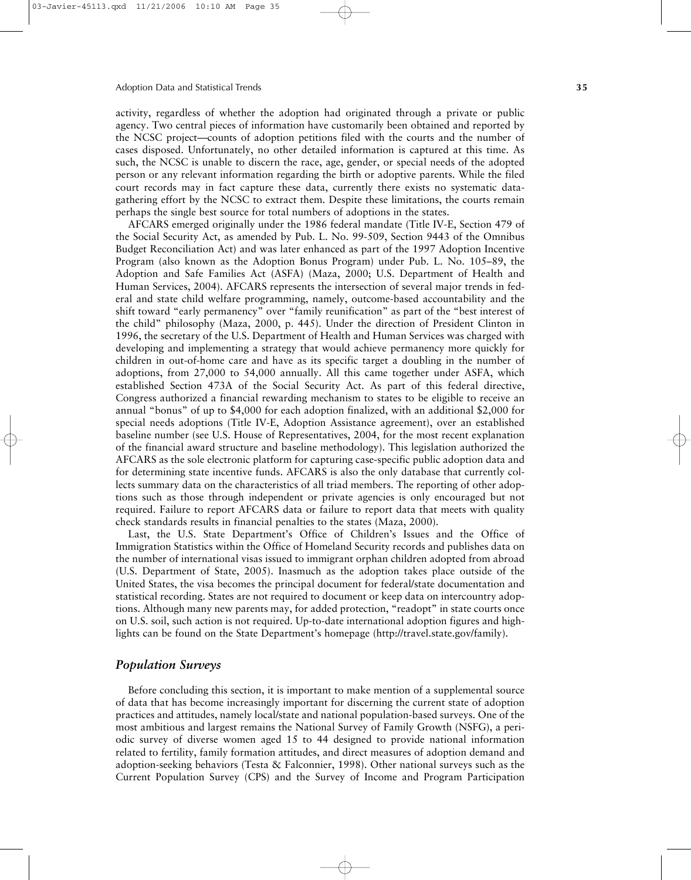activity, regardless of whether the adoption had originated through a private or public agency. Two central pieces of information have customarily been obtained and reported by the NCSC project—counts of adoption petitions filed with the courts and the number of cases disposed. Unfortunately, no other detailed information is captured at this time. As such, the NCSC is unable to discern the race, age, gender, or special needs of the adopted person or any relevant information regarding the birth or adoptive parents. While the filed court records may in fact capture these data, currently there exists no systematic data-gathering effort by the NCSC to extract them. Despite these limitations, the courts remain perhaps the single best source for total numbers of adoptions in the states.

AFCARS emerged originally under the 1986 federal mandate (Title IV-E, Section 479 of the Social Security Act, as amended by Pub. L. No. 99-509, Section 9443 of the Omnibus Budget Reconciliation Act) and was later enhanced as part of the 1997 Adoption Incentive Program (also known as the Adoption Bonus Program) under Pub. L. No. 105–89, the Adoption and Safe Families Act (ASFA) (Maza, 2000; U.S. Department of Health and Human Services, 2004). AFCARS represents the intersection of several major trends in federal and state child welfare programming, namely, outcome-based accountability and the shift toward "early permanency" over "family reunification" as part of the "best interest of the child" philosophy (Maza, 2000, p. 445). Under the direction of President Clinton in 1996, the secretary of the U.S. Department of Health and Human Services was charged with developing and implementing a strategy that would achieve permanency more quickly for children in out-of-home care and have as its specific target a doubling in the number of adoptions, from 27,000 to 54,000 annually. All this came together under ASFA, which established Section 473A of the Social Security Act. As part of this federal directive, Congress authorized a financial rewarding mechanism to states to be eligible to receive an annual "bonus" of up to $4,000 for each adoption finalized, with an additional $2,000 for special needs adoptions (Title IV-E, Adoption Assistance agreement), over an established baseline number (see U.S. House of Representatives, 2004, for the most recent explanation of the financial award structure and baseline methodology). This legislation authorized the AFCARS as the sole electronic platform for capturing case-specific public adoption data and for determining state incentive funds. AFCARS is also the only database that currently collects summary data on the characteristics of all triad members. The reporting of other adoptions such as those through independent or private agencies is only encouraged but not required. Failure to report AFCARS data or failure to report data that meets with quality check standards results in financial penalties to the states (Maza, 2000).

Last, the U.S. State Department's Office of Children's Issues and the Office of Immigration Statistics within the Office of Homeland Security records and publishes data on the number of international visas issued to immigrant orphan children adopted from abroad (U.S. Department of State, 2005). Inasmuch as the adoption takes place outside of the United States, the visa becomes the principal document for federal/state documentation and statistical recording. States are not required to document or keep data on intercountry adoptions. Although many new parents may, for added protection, "readopt" in state courts once on U.S. soil, such action is not required. Up-to-date international adoption figures and highlights can be found on the State Department's homepage (http://travel.state.gov/family).

### *Population Surveys*

Before concluding this section, it is important to make mention of a supplemental source of data that has become increasingly important for discerning the current state of adoption practices and attitudes, namely local/state and national population-based surveys. One of the most ambitious and largest remains the National Survey of Family Growth (NSFG), a periodic survey of diverse women aged 15 to 44 designed to provide national information related to fertility, family formation attitudes, and direct measures of adoption demand and adoption-seeking behaviors (Testa & Falconnier, 1998). Other national surveys such as the Current Population Survey (CPS) and the Survey of Income and Program Participation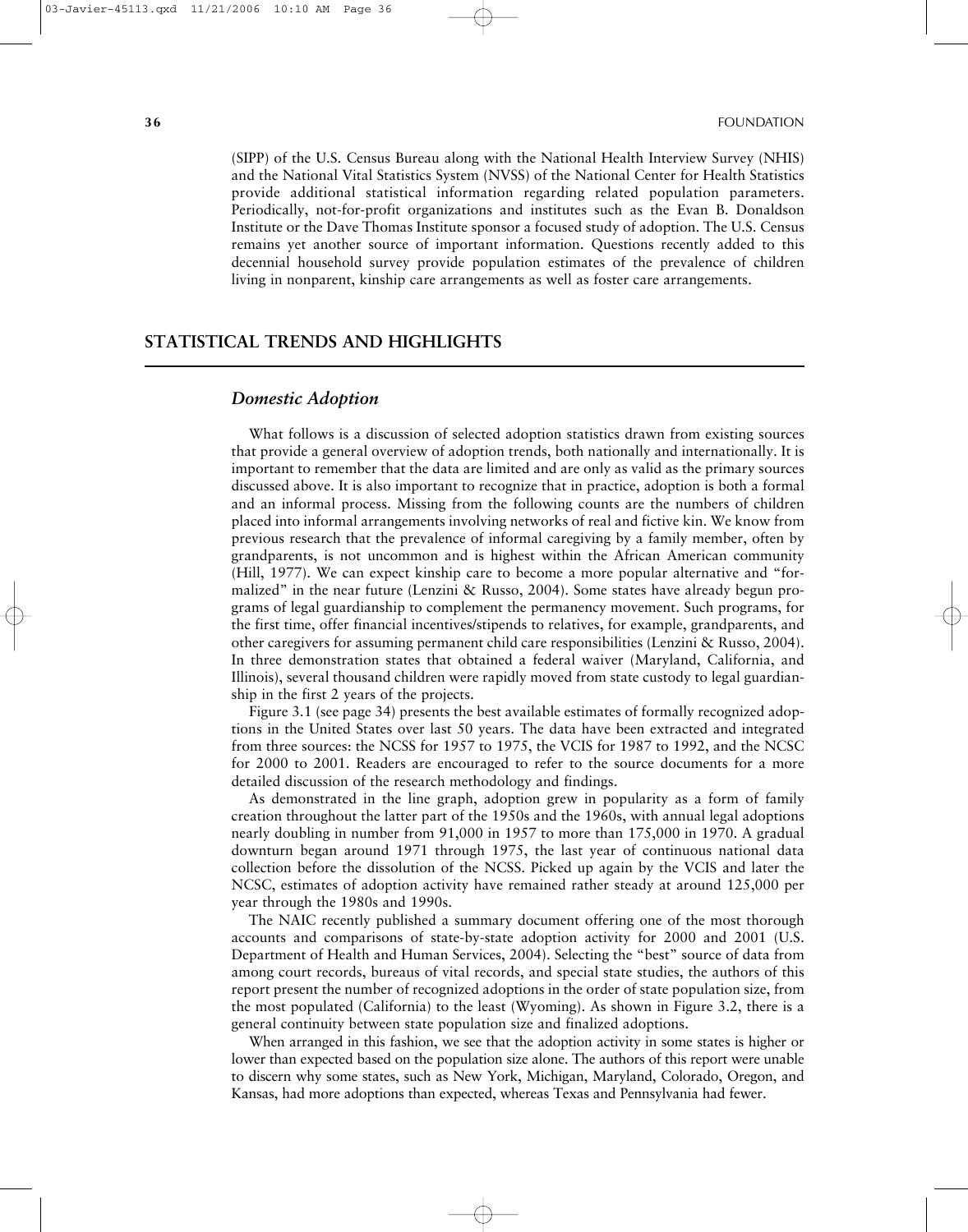(SIPP) of the U.S. Census Bureau along with the National Health Interview Survey (NHIS) and the National Vital Statistics System (NVSS) of the National Center for Health Statistics provide additional statistical information regarding related population parameters. Periodically, not-for-profit organizations and institutes such as the Evan B. Donaldson Institute or the Dave Thomas Institute sponsor a focused study of adoption. The U.S. Census remains yet another source of important information. Questions recently added to this decennial household survey provide population estimates of the prevalence of children living in nonparent, kinship care arrangements as well as foster care arrangements.

## STATISTICAL TRENDS AND HIGHLIGHTS

### *Domestic Adoption*

What follows is a discussion of selected adoption statistics drawn from existing sources that provide a general overview of adoption trends, both nationally and internationally. It is important to remember that the data are limited and are only as valid as the primary sources discussed above. It is also important to recognize that in practice, adoption is both a formal and an informal process. Missing from the following counts are the numbers of children placed into informal arrangements involving networks of real and fictive kin. We know from previous research that the prevalence of informal caregiving by a family member, often by grandparents, is not uncommon and is highest within the African American community (Hill, 1977). We can expect kinship care to become a more popular alternative and "formalized" in the near future (Lenzini & Russo, 2004). Some states have already begun programs of legal guardianship to complement the permanency movement. Such programs, for the first time, offer financial incentives/stipends to relatives, for example, grandparents, and other caregivers for assuming permanent child care responsibilities (Lenzini & Russo, 2004). In three demonstration states that obtained a federal waiver (Maryland, California, and Illinois), several thousand children were rapidly moved from state custody to legal guardianship in the first 2 years of the projects.

Figure 3.1 (see page 34) presents the best available estimates of formally recognized adoptions in the United States over last 50 years. The data have been extracted and integrated from three sources: the NCSS for 1957 to 1975, the VCIS for 1987 to 1992, and the NCSC for 2000 to 2001. Readers are encouraged to refer to the source documents for a more detailed discussion of the research methodology and findings.

As demonstrated in the line graph, adoption grew in popularity as a form of family creation throughout the latter part of the 1950s and the 1960s, with annual legal adoptions nearly doubling in number from 91,000 in 1957 to more than 175,000 in 1970. A gradual downturn began around 1971 through 1975, the last year of continuous national data collection before the dissolution of the NCSS. Picked up again by the VCIS and later the NCSC, estimates of adoption activity have remained rather steady at around 125,000 per year through the 1980s and 1990s.

The NAIC recently published a summary document offering one of the most thorough accounts and comparisons of state-by-state adoption activity for 2000 and 2001 (U.S. Department of Health and Human Services, 2004). Selecting the "best" source of data from among court records, bureaus of vital records, and special state studies, the authors of this report present the number of recognized adoptions in the order of state population size, from the most populated (California) to the least (Wyoming). As shown in Figure 3.2, there is a general continuity between state population size and finalized adoptions.

When arranged in this fashion, we see that the adoption activity in some states is higher or lower than expected based on the population size alone. The authors of this report were unable to discern why some states, such as New York, Michigan, Maryland, Colorado, Oregon, and Kansas, had more adoptions than expected, whereas Texas and Pennsylvania had fewer.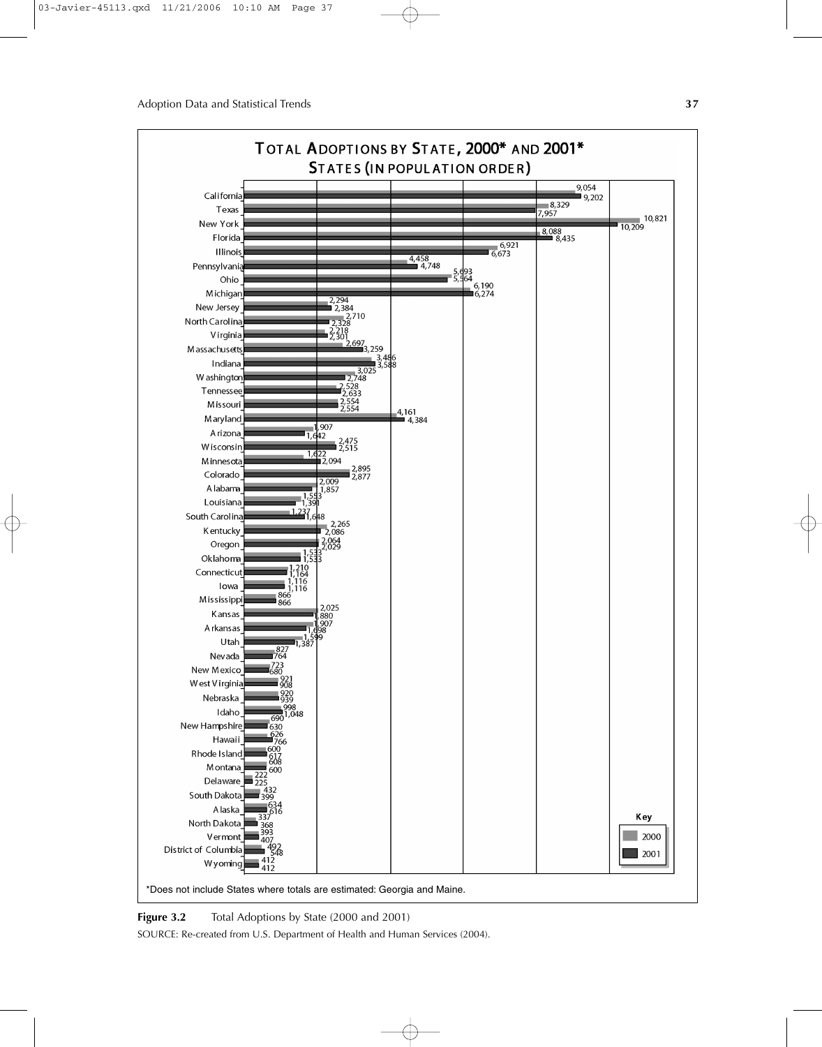**TOTAL ADOPTIONS BY STATE, 2000* AND 2001***
**STATES (IN POPULATION ORDER)**

| State | 2000 | 2001 |
|---|---|---|
| California | 9,054 | 9,202 |
| Texas | 8,329 | 7,957 |
| New York | 10,821 | 10,209 |
| Florida | 8,088 | 8,435 |
| Illinois | 6,921 | 6,673 |
| Pennsylvania | 4,458 | 4,748 |
| Ohio | 5,693 | 5,564 |
| Michigan | 6,190 | 6,274 |
| New Jersey | 2,294 | 2,384 |
| North Carolina | 2,710 | 2,328 |
| Virginia | 2,218 | 2,301 |
| Massachusetts | 2,697 | 3,259 |
| Indiana | 3,486 | 3,588 |
| Washington | 3,025 | 2,748 |
| Tennessee | 2,528 | 2,633 |
| Missouri | 2,554 | 2,554 |
| Maryland | 4,161 | 4,384 |
| Arizona | 1,907 | 1,642 |
| Wisconsin | 2,475 | 2,515 |
| Minnesota | 1,622 | 2,094 |
| Colorado | 2,895 | 2,877 |
| Alabama | 2,009 | 1,857 |
| Louisiana | 1,553 | 1,391 |
| South Carolina | 1,237 | 1,648 |
| Kentucky | 2,265 | 2,086 |
| Oregon | 2,064 | 2,029 |
| Oklahoma | 1,533 | 1,533 |
| Connecticut | 1,210 | 1,164 |
| Iowa | 1,116 | 1,116 |
| Mississippi | 866 | 866 |
| Kansas | 2,025 | 1,880 |
| Arkansas | 1,907 | 1,698 |
| Utah | 1,599 | 1,387 |
| Nevada | 827 | 764 |
| New Mexico | 723 | 680 |
| West Virginia | 921 | 908 |
| Nebraska | 920 | 939 |
| Idaho | 998 | 1,048 |
| New Hampshire | 690 | 630 |
| Hawaii | 626 | 766 |
| Rhode Island | 600 | 617 |
| Montana | 608 | 600 |
| Delaware | 222 | 225 |
| South Dakota | 432 | 399 |
| Alaska | 634 | 616 |
| North Dakota | 337 | 368 |
| Vermont | 393 | 407 |
| District of Columbia | 492 | 548 |
| Wyoming | 412 | 412 |

*Does not include States where totals are estimated: Georgia and Maine.

**Figure 3.2** Total Adoptions by State (2000 and 2001)

SOURCE: Re-created from U.S. Department of Health and Human Services (2004).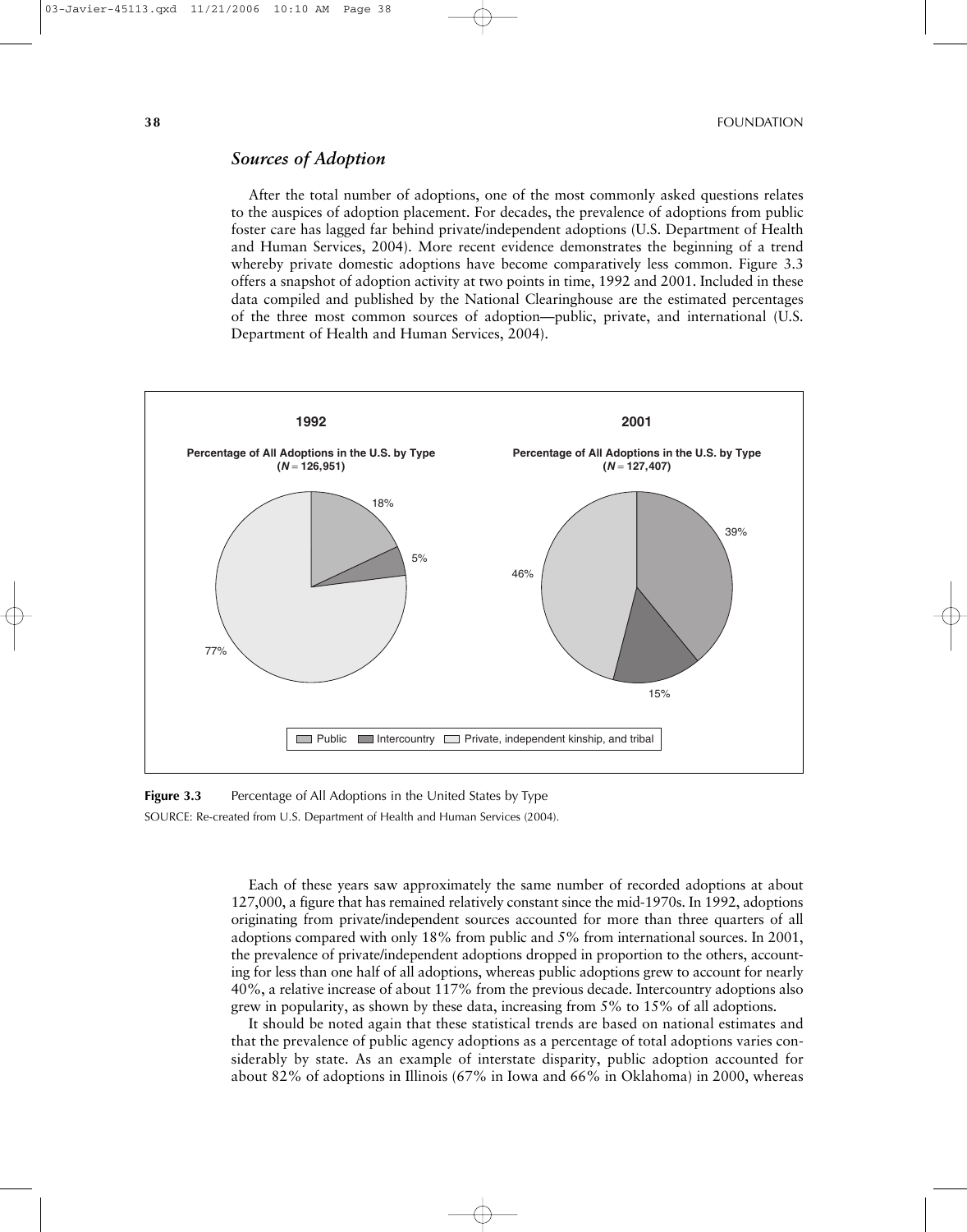## *Sources of Adoption*

After the total number of adoptions, one of the most commonly asked questions relates to the auspices of adoption placement. For decades, the prevalence of adoptions from public foster care has lagged far behind private/independent adoptions (U.S. Department of Health and Human Services, 2004). More recent evidence demonstrates the beginning of a trend whereby private domestic adoptions have become comparatively less common. Figure 3.3 offers a snapshot of adoption activity at two points in time, 1992 and 2001. Included in these data compiled and published by the National Clearinghouse are the estimated percentages of the three most common sources of adoption—public, private, and international (U.S. Department of Health and Human Services, 2004).

**1992**

**Percentage of All Adoptions in the U.S. by Type (*N* = 126,951)**

| Type | Percentage |
|---|---|
| Public | 18% |
| Intercountry | 5% |
| Private, independent kinship, and tribal | 77% |

**2001**

**Percentage of All Adoptions in the U.S. by Type (*N* = 127,407)**

| Type | Percentage |
|---|---|
| Public | 39% |
| Intercountry | 15% |
| Private, independent kinship, and tribal | 46% |

**Figure 3.3** Percentage of All Adoptions in the United States by Type

SOURCE: Re-created from U.S. Department of Health and Human Services (2004).

Each of these years saw approximately the same number of recorded adoptions at about 127,000, a figure that has remained relatively constant since the mid-1970s. In 1992, adoptions originating from private/independent sources accounted for more than three quarters of all adoptions compared with only 18% from public and 5% from international sources. In 2001, the prevalence of private/independent adoptions dropped in proportion to the others, accounting for less than one half of all adoptions, whereas public adoptions grew to account for nearly 40%, a relative increase of about 117% from the previous decade. Intercountry adoptions also grew in popularity, as shown by these data, increasing from 5% to 15% of all adoptions.

It should be noted again that these statistical trends are based on national estimates and that the prevalence of public agency adoptions as a percentage of total adoptions varies considerably by state. As an example of interstate disparity, public adoption accounted for about 82% of adoptions in Illinois (67% in Iowa and 66% in Oklahoma) in 2000, whereas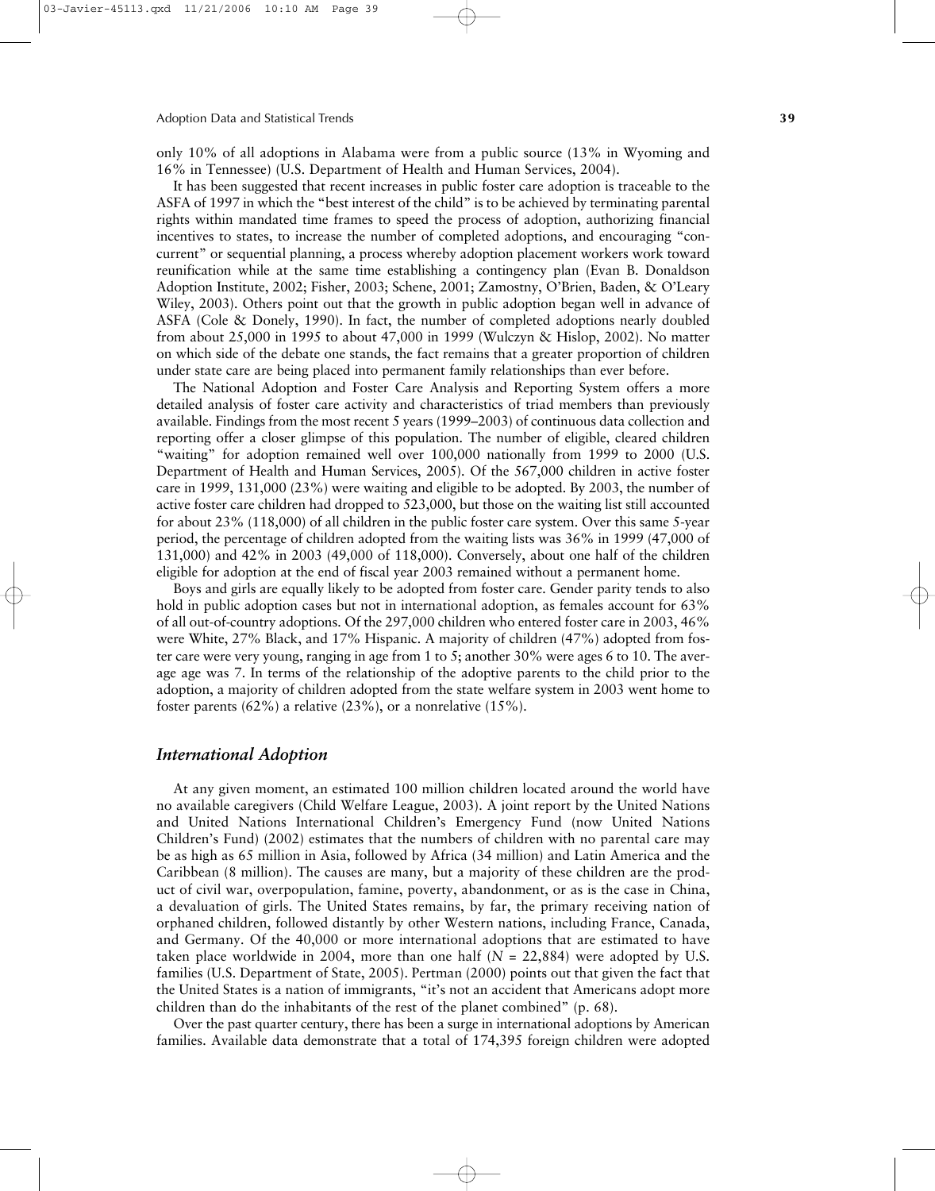only 10% of all adoptions in Alabama were from a public source (13% in Wyoming and 16% in Tennessee) (U.S. Department of Health and Human Services, 2004).

It has been suggested that recent increases in public foster care adoption is traceable to the ASFA of 1997 in which the "best interest of the child" is to be achieved by terminating parental rights within mandated time frames to speed the process of adoption, authorizing financial incentives to states, to increase the number of completed adoptions, and encouraging "concurrent" or sequential planning, a process whereby adoption placement workers work toward reunification while at the same time establishing a contingency plan (Evan B. Donaldson Adoption Institute, 2002; Fisher, 2003; Schene, 2001; Zamostny, O'Brien, Baden, & O'Leary Wiley, 2003). Others point out that the growth in public adoption began well in advance of ASFA (Cole & Donely, 1990). In fact, the number of completed adoptions nearly doubled from about 25,000 in 1995 to about 47,000 in 1999 (Wulczyn & Hislop, 2002). No matter on which side of the debate one stands, the fact remains that a greater proportion of children under state care are being placed into permanent family relationships than ever before.

The National Adoption and Foster Care Analysis and Reporting System offers a more detailed analysis of foster care activity and characteristics of triad members than previously available. Findings from the most recent 5 years (1999–2003) of continuous data collection and reporting offer a closer glimpse of this population. The number of eligible, cleared children "waiting" for adoption remained well over 100,000 nationally from 1999 to 2000 (U.S. Department of Health and Human Services, 2005). Of the 567,000 children in active foster care in 1999, 131,000 (23%) were waiting and eligible to be adopted. By 2003, the number of active foster care children had dropped to 523,000, but those on the waiting list still accounted for about 23% (118,000) of all children in the public foster care system. Over this same 5-year period, the percentage of children adopted from the waiting lists was 36% in 1999 (47,000 of 131,000) and 42% in 2003 (49,000 of 118,000). Conversely, about one half of the children eligible for adoption at the end of fiscal year 2003 remained without a permanent home.

Boys and girls are equally likely to be adopted from foster care. Gender parity tends to also hold in public adoption cases but not in international adoption, as females account for 63% of all out-of-country adoptions. Of the 297,000 children who entered foster care in 2003, 46% were White, 27% Black, and 17% Hispanic. A majority of children (47%) adopted from foster care were very young, ranging in age from 1 to 5; another 30% were ages 6 to 10. The average age was 7. In terms of the relationship of the adoptive parents to the child prior to the adoption, a majority of children adopted from the state welfare system in 2003 went home to foster parents (62%) a relative (23%), or a nonrelative (15%).

## *International Adoption*

At any given moment, an estimated 100 million children located around the world have no available caregivers (Child Welfare League, 2003). A joint report by the United Nations and United Nations International Children's Emergency Fund (now United Nations Children's Fund) (2002) estimates that the numbers of children with no parental care may be as high as 65 million in Asia, followed by Africa (34 million) and Latin America and the Caribbean (8 million). The causes are many, but a majority of these children are the product of civil war, overpopulation, famine, poverty, abandonment, or as is the case in China, a devaluation of girls. The United States remains, by far, the primary receiving nation of orphaned children, followed distantly by other Western nations, including France, Canada, and Germany. Of the 40,000 or more international adoptions that are estimated to have taken place worldwide in 2004, more than one half ($N$ = 22,884) were adopted by U.S. families (U.S. Department of State, 2005). Pertman (2000) points out that given the fact that the United States is a nation of immigrants, "it's not an accident that Americans adopt more children than do the inhabitants of the rest of the planet combined" (p. 68).

Over the past quarter century, there has been a surge in international adoptions by American families. Available data demonstrate that a total of 174,395 foreign children were adopted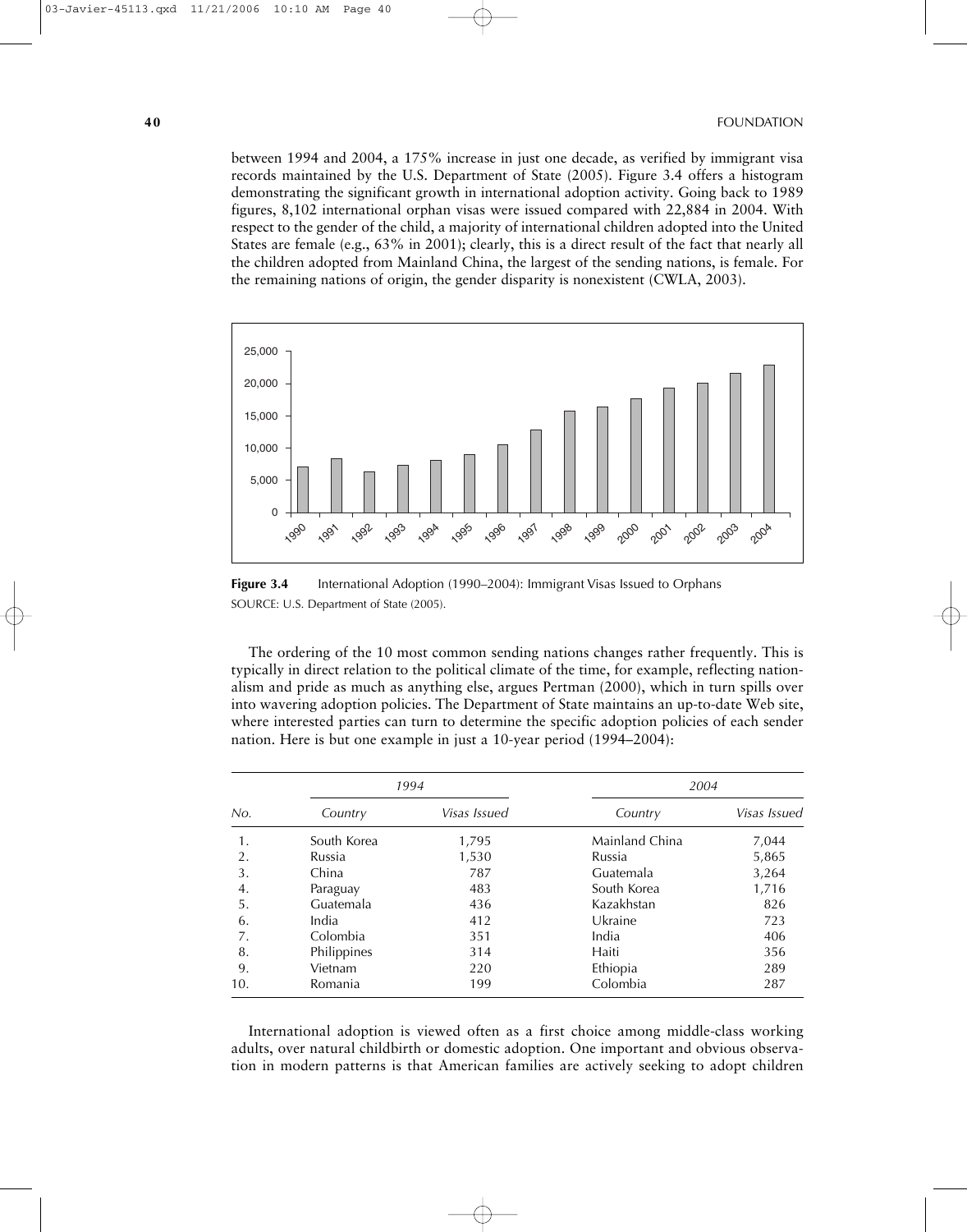between 1994 and 2004, a 175% increase in just one decade, as verified by immigrant visa records maintained by the U.S. Department of State (2005). Figure 3.4 offers a histogram demonstrating the significant growth in international adoption activity. Going back to 1989 figures, 8,102 international orphan visas were issued compared with 22,884 in 2004. With respect to the gender of the child, a majority of international children adopted into the United States are female (e.g., 63% in 2001); clearly, this is a direct result of the fact that nearly all the children adopted from Mainland China, the largest of the sending nations, is female. For the remaining nations of origin, the gender disparity is nonexistent (CWLA, 2003).

**Figure 3.4** International Adoption (1990–2004): Immigrant Visas Issued to Orphans

SOURCE: U.S. Department of State (2005).

The ordering of the 10 most common sending nations changes rather frequently. This is typically in direct relation to the political climate of the time, for example, reflecting nationalism and pride as much as anything else, argues Pertman (2000), which in turn spills over into wavering adoption policies. The Department of State maintains an up-to-date Web site, where interested parties can turn to determine the specific adoption policies of each sender nation. Here is but one example in just a 10-year period (1994–2004):

| | *1994* | | *2004* | |
|---|---|---|---|---|
| *No.* | *Country* | *Visas Issued* | *Country* | *Visas Issued* |
| 1. | South Korea | 1,795 | Mainland China | 7,044 |
| 2. | Russia | 1,530 | Russia | 5,865 |
| 3. | China | 787 | Guatemala | 3,264 |
| 4. | Paraguay | 483 | South Korea | 1,716 |
| 5. | Guatemala | 436 | Kazakhstan | 826 |
| 6. | India | 412 | Ukraine | 723 |
| 7. | Colombia | 351 | India | 406 |
| 8. | Philippines | 314 | Haiti | 356 |
| 9. | Vietnam | 220 | Ethiopia | 289 |
| 10. | Romania | 199 | Colombia | 287 |

International adoption is viewed often as a first choice among middle-class working adults, over natural childbirth or domestic adoption. One important and obvious observation in modern patterns is that American families are actively seeking to adopt children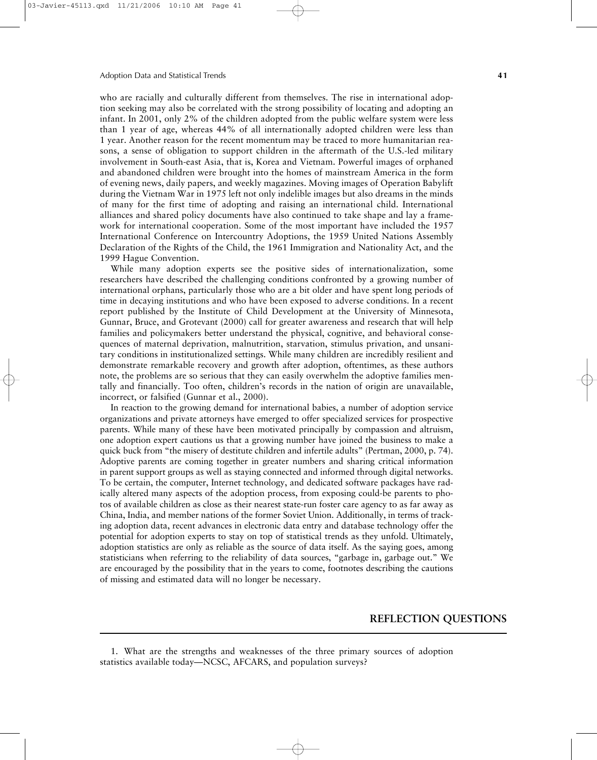who are racially and culturally different from themselves. The rise in international adoption seeking may also be correlated with the strong possibility of locating and adopting an infant. In 2001, only 2% of the children adopted from the public welfare system were less than 1 year of age, whereas 44% of all internationally adopted children were less than 1 year. Another reason for the recent momentum may be traced to more humanitarian reasons, a sense of obligation to support children in the aftermath of the U.S.-led military involvement in South-east Asia, that is, Korea and Vietnam. Powerful images of orphaned and abandoned children were brought into the homes of mainstream America in the form of evening news, daily papers, and weekly magazines. Moving images of Operation Babylift during the Vietnam War in 1975 left not only indelible images but also dreams in the minds of many for the first time of adopting and raising an international child. International alliances and shared policy documents have also continued to take shape and lay a framework for international cooperation. Some of the most important have included the 1957 International Conference on Intercountry Adoptions, the 1959 United Nations Assembly Declaration of the Rights of the Child, the 1961 Immigration and Nationality Act, and the 1999 Hague Convention.

While many adoption experts see the positive sides of internationalization, some researchers have described the challenging conditions confronted by a growing number of international orphans, particularly those who are a bit older and have spent long periods of time in decaying institutions and who have been exposed to adverse conditions. In a recent report published by the Institute of Child Development at the University of Minnesota, Gunnar, Bruce, and Grotevant (2000) call for greater awareness and research that will help families and policymakers better understand the physical, cognitive, and behavioral consequences of maternal deprivation, malnutrition, starvation, stimulus privation, and unsanitary conditions in institutionalized settings. While many children are incredibly resilient and demonstrate remarkable recovery and growth after adoption, oftentimes, as these authors note, the problems are so serious that they can easily overwhelm the adoptive families mentally and financially. Too often, children's records in the nation of origin are unavailable, incorrect, or falsified (Gunnar et al., 2000).

In reaction to the growing demand for international babies, a number of adoption service organizations and private attorneys have emerged to offer specialized services for prospective parents. While many of these have been motivated principally by compassion and altruism, one adoption expert cautions us that a growing number have joined the business to make a quick buck from "the misery of destitute children and infertile adults" (Pertman, 2000, p. 74). Adoptive parents are coming together in greater numbers and sharing critical information in parent support groups as well as staying connected and informed through digital networks. To be certain, the computer, Internet technology, and dedicated software packages have radically altered many aspects of the adoption process, from exposing could-be parents to photos of available children as close as their nearest state-run foster care agency to as far away as China, India, and member nations of the former Soviet Union. Additionally, in terms of tracking adoption data, recent advances in electronic data entry and database technology offer the potential for adoption experts to stay on top of statistical trends as they unfold. Ultimately, adoption statistics are only as reliable as the source of data itself. As the saying goes, among statisticians when referring to the reliability of data sources, "garbage in, garbage out." We are encouraged by the possibility that in the years to come, footnotes describing the cautions of missing and estimated data will no longer be necessary.

## REFLECTION QUESTIONS

1. What are the strengths and weaknesses of the three primary sources of adoption statistics available today—NCSC, AFCARS, and population surveys?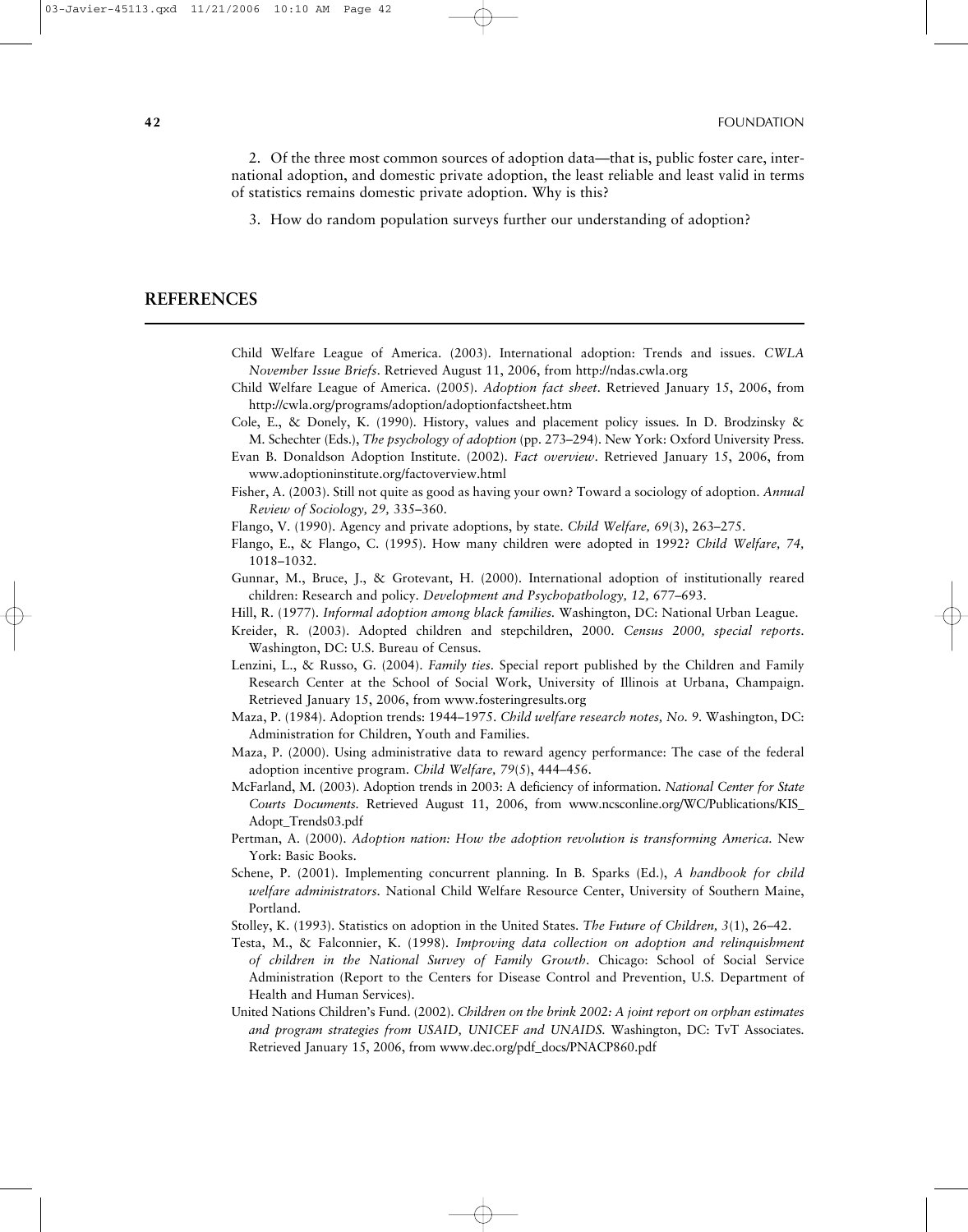2. Of the three most common sources of adoption data—that is, public foster care, international adoption, and domestic private adoption, the least reliable and least valid in terms of statistics remains domestic private adoption. Why is this?

3. How do random population surveys further our understanding of adoption?

## REFERENCES

Child Welfare League of America. (2003). International adoption: Trends and issues. *CWLA November Issue Briefs*. Retrieved August 11, 2006, from http://ndas.cwla.org

Child Welfare League of America. (2005). *Adoption fact sheet*. Retrieved January 15, 2006, from http://cwla.org/programs/adoption/adoptionfactsheet.htm

Cole, E., & Donely, K. (1990). History, values and placement policy issues. In D. Brodzinsky & M. Schechter (Eds.), *The psychology of adoption* (pp. 273–294). New York: Oxford University Press.

Evan B. Donaldson Adoption Institute. (2002). *Fact overview*. Retrieved January 15, 2006, from www.adoptioninstitute.org/factoverview.html

Fisher, A. (2003). Still not quite as good as having your own? Toward a sociology of adoption. *Annual Review of Sociology, 29,* 335–360.

Flango, V. (1990). Agency and private adoptions, by state. *Child Welfare, 69*(3), 263–275.

Flango, E., & Flango, C. (1995). How many children were adopted in 1992? *Child Welfare, 74,* 1018–1032.

Gunnar, M., Bruce, J., & Grotevant, H. (2000). International adoption of institutionally reared children: Research and policy. *Development and Psychopathology, 12,* 677–693.

Hill, R. (1977). *Informal adoption among black families.* Washington, DC: National Urban League.

Kreider, R. (2003). Adopted children and stepchildren, 2000. *Census 2000, special reports*. Washington, DC: U.S. Bureau of Census.

Lenzini, L., & Russo, G. (2004). *Family ties*. Special report published by the Children and Family Research Center at the School of Social Work, University of Illinois at Urbana, Champaign. Retrieved January 15, 2006, from www.fosteringresults.org

Maza, P. (1984). Adoption trends: 1944–1975. *Child welfare research notes, No. 9*. Washington, DC: Administration for Children, Youth and Families.

Maza, P. (2000). Using administrative data to reward agency performance: The case of the federal adoption incentive program. *Child Welfare, 79*(5), 444–456.

McFarland, M. (2003). Adoption trends in 2003: A deficiency of information. *National Center for State Courts Documents*. Retrieved August 11, 2006, from www.ncsconline.org/WC/Publications/KIS_Adopt_Trends03.pdf

Pertman, A. (2000). *Adoption nation: How the adoption revolution is transforming America.* New York: Basic Books.

Schene, P. (2001). Implementing concurrent planning. In B. Sparks (Ed.), *A handbook for child welfare administrators*. National Child Welfare Resource Center, University of Southern Maine, Portland.

Stolley, K. (1993). Statistics on adoption in the United States. *The Future of Children, 3*(1), 26–42.

Testa, M., & Falconnier, K. (1998). *Improving data collection on adoption and relinquishment of children in the National Survey of Family Growth*. Chicago: School of Social Service Administration (Report to the Centers for Disease Control and Prevention, U.S. Department of Health and Human Services).

United Nations Children's Fund. (2002). *Children on the brink 2002: A joint report on orphan estimates and program strategies from USAID, UNICEF and UNAIDS.* Washington, DC: TvT Associates. Retrieved January 15, 2006, from www.dec.org/pdf_docs/PNACP860.pdf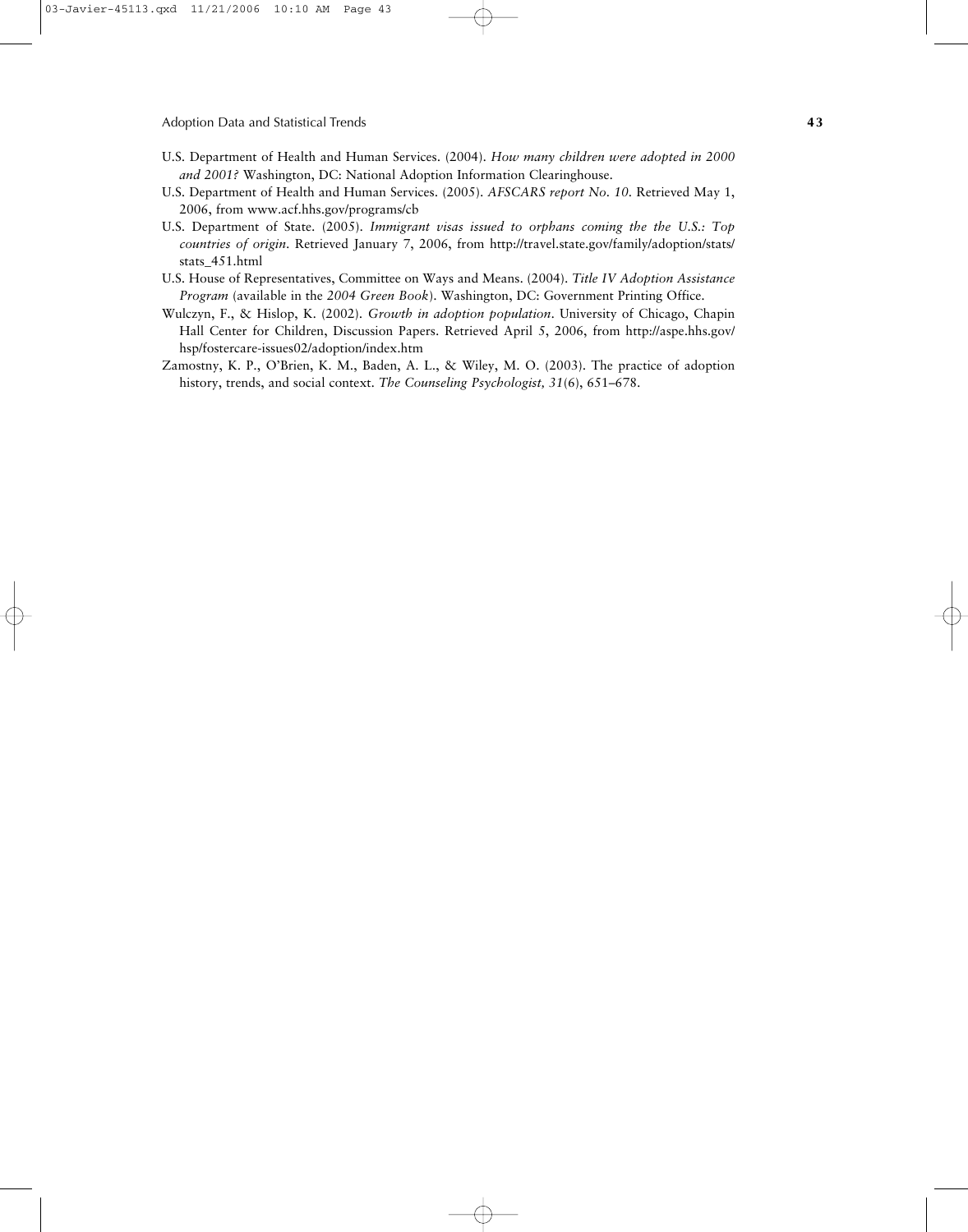U.S. Department of Health and Human Services. (2004). *How many children were adopted in 2000 and 2001?* Washington, DC: National Adoption Information Clearinghouse.

U.S. Department of Health and Human Services. (2005). *AFSCARS report No. 10*. Retrieved May 1, 2006, from www.acf.hhs.gov/programs/cb

U.S. Department of State. (2005). *Immigrant visas issued to orphans coming the the U.S.: Top countries of origin*. Retrieved January 7, 2006, from http://travel.state.gov/family/adoption/stats/stats_451.html

U.S. House of Representatives, Committee on Ways and Means. (2004). *Title IV Adoption Assistance Program* (available in the *2004 Green Book*). Washington, DC: Government Printing Office.

Wulczyn, F., & Hislop, K. (2002). *Growth in adoption population*. University of Chicago, Chapin Hall Center for Children, Discussion Papers. Retrieved April 5, 2006, from http://aspe.hhs.gov/hsp/fostercare-issues02/adoption/index.htm

Zamostny, K. P., O'Brien, K. M., Baden, A. L., & Wiley, M. O. (2003). The practice of adoption history, trends, and social context. *The Counseling Psychologist, 31*(6), 651–678.